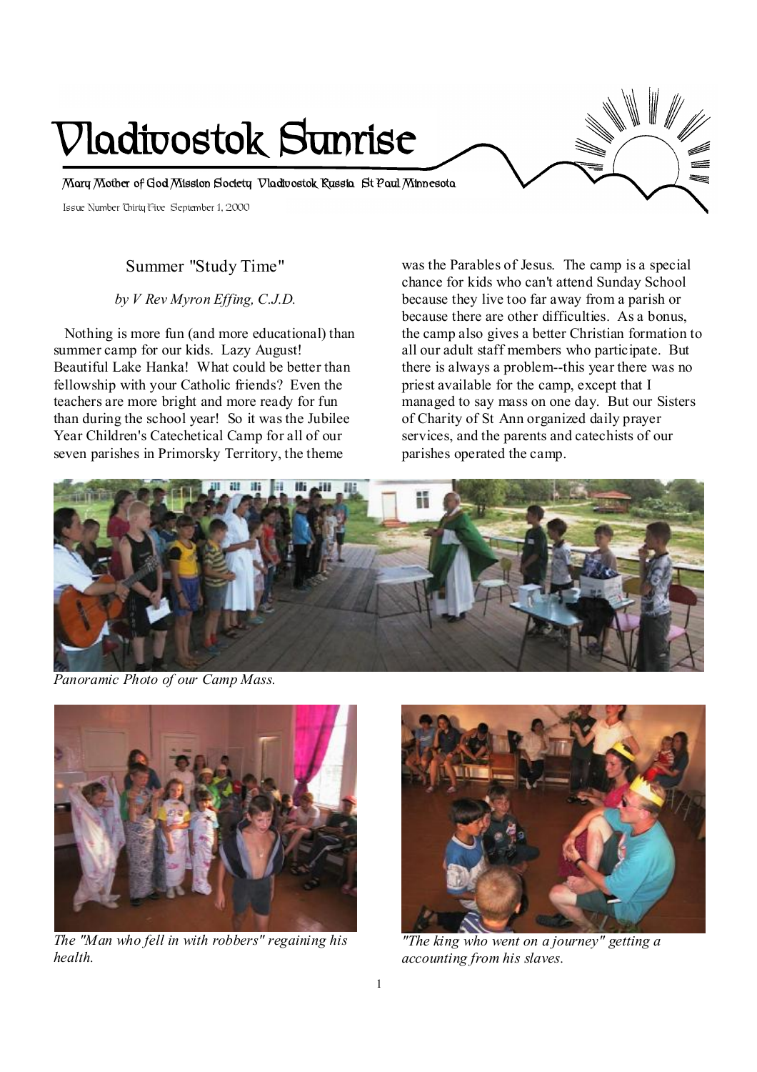# Vladivostok Sunrise

Mary Mother of God Mission Society Vladivostok Russia St Paul Minnesota

Issue Number Thirty Five September 1, 2000

## Summer "Study Time"

*by V Rev Myron Effing, C.J.D.*

Nothing is more fun (and more educational) than summer camp for our kids. Lazy August! Beautiful Lake Hanka! What could be better than fellowship with your Catholic friends? Even the teachers are more bright and more ready for fun than during the school year! So it was the Jubilee Year Children's Catechetical Camp for all of our seven parishes in Primorsky Territory, the theme was the Parables of Jesus. The camp is a special chance for kids who can't attend Sunday School because they live too far away from a parish or because there are other difficulties. As a bonus, the camp also gives a better Christian formation to all our adult staff members who participate. But there is always a problem--this year there was no priest available for the camp, except that I managed to say mass on one day. But our Sisters of Charity of St Ann organized daily prayer services, and the parents and catechists of our parishes operated the camp.

*Panoramic Photo of our Camp Mass.*

*The "Man who fell in with robbers" regaining his health.*

*"The king who went on a journey" getting a accounting from his slaves.*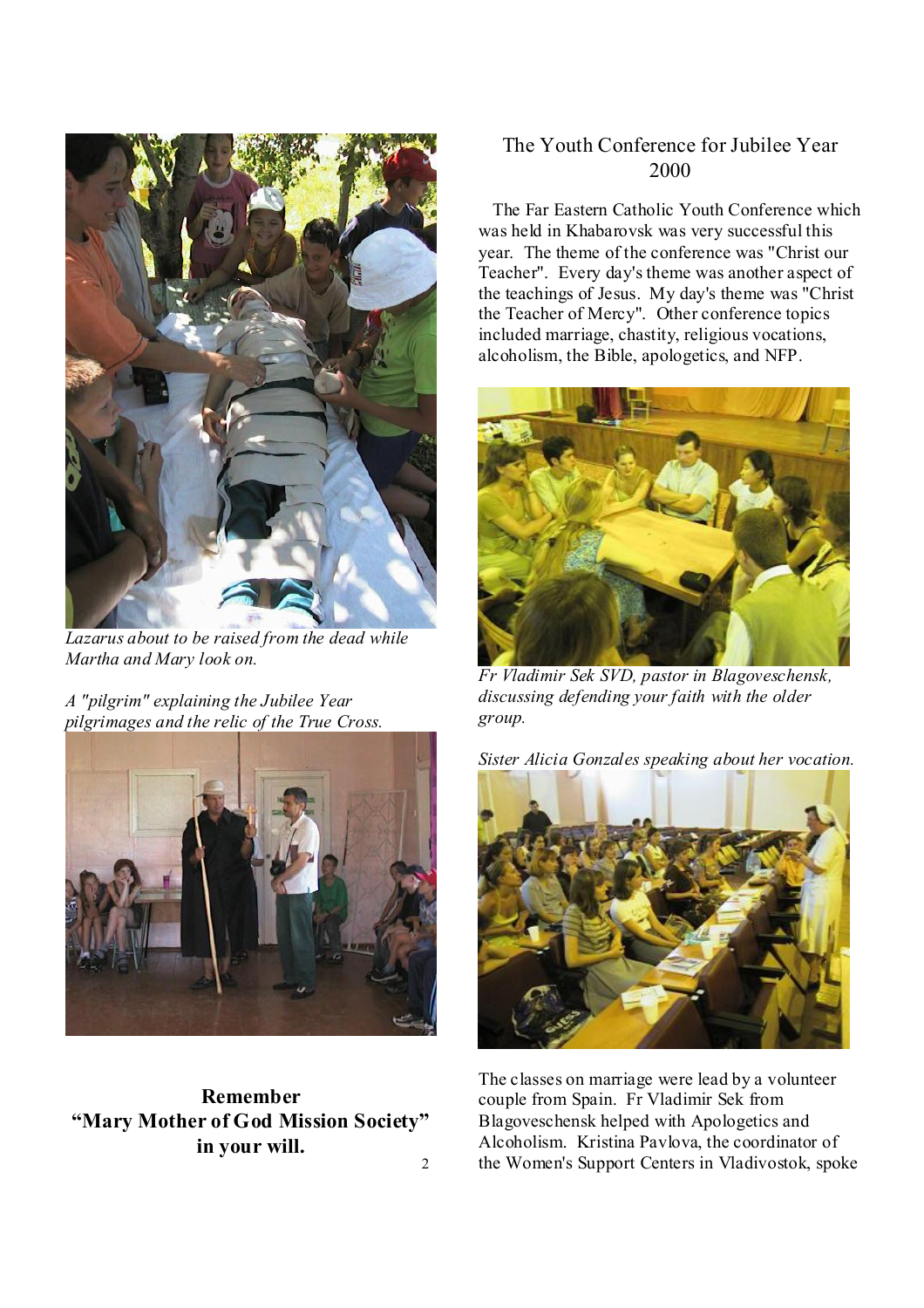*Lazarus about to be raised from the dead while Martha and Mary look on.*

*A "pilgrim" explaining the Jubilee Year pilgrimages and the relic of the True Cross.*

**Remember**
**"Mary Mother of God Mission Society"**
**in your will.**

## The Youth Conference for Jubilee Year 2000

The Far Eastern Catholic Youth Conference which was held in Khabarovsk was very successful this year. The theme of the conference was "Christ our Teacher". Every day's theme was another aspect of the teachings of Jesus. My day's theme was "Christ the Teacher of Mercy". Other conference topics included marriage, chastity, religious vocations, alcoholism, the Bible, apologetics, and NFP.

*Fr Vladimir Sek SVD, pastor in Blagoveschensk, discussing defending your faith with the older group.*

*Sister Alicia Gonzales speaking about her vocation.*

The classes on marriage were lead by a volunteer couple from Spain. Fr Vladimir Sek from Blagoveschensk helped with Apologetics and Alcoholism. Kristina Pavlova, the coordinator of the Women's Support Centers in Vladivostok, spoke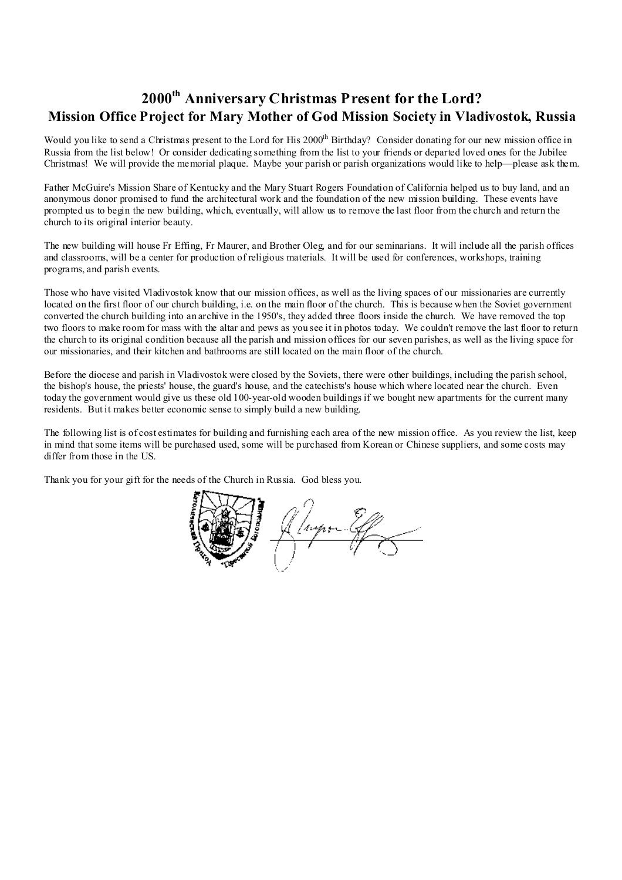# 2000th Anniversary Christmas Present for the Lord?
## Mission Office Project for Mary Mother of God Mission Society in Vladivostok, Russia

Would you like to send a Christmas present to the Lord for His 2000th Birthday? Consider donating for our new mission office in Russia from the list below! Or consider dedicating something from the list to your friends or departed loved ones for the Jubilee Christmas! We will provide the memorial plaque. Maybe your parish or parish organizations would like to help—please ask them.

Father McGuire's Mission Share of Kentucky and the Mary Stuart Rogers Foundation of California helped us to buy land, and an anonymous donor promised to fund the architectural work and the foundation of the new mission building. These events have prompted us to begin the new building, which, eventually, will allow us to remove the last floor from the church and return the church to its original interior beauty.

The new building will house Fr Effing, Fr Maurer, and Brother Oleg, and for our seminarians. It will include all the parish offices and classrooms, will be a center for production of religious materials. It will be used for conferences, workshops, training programs, and parish events.

Those who have visited Vladivostok know that our mission offices, as well as the living spaces of our missionaries are currently located on the first floor of our church building, i.e. on the main floor of the church. This is because when the Soviet government converted the church building into an archive in the 1950's, they added three floors inside the church. We have removed the top two floors to make room for mass with the altar and pews as you see it in photos today. We couldn't remove the last floor to return the church to its original condition because all the parish and mission offices for our seven parishes, as well as the living space for our missionaries, and their kitchen and bathrooms are still located on the main floor of the church.

Before the diocese and parish in Vladivostok were closed by the Soviets, there were other buildings, including the parish school, the bishop's house, the priests' house, the guard's house, and the catechists's house which where located near the church. Even today the government would give us these old 100-year-old wooden buildings if we bought new apartments for the current many residents. But it makes better economic sense to simply build a new building.

The following list is of cost estimates for building and furnishing each area of the new mission office. As you review the list, keep in mind that some items will be purchased used, some will be purchased from Korean or Chinese suppliers, and some costs may differ from those in the US.

Thank you for your gift for the needs of the Church in Russia. God bless you.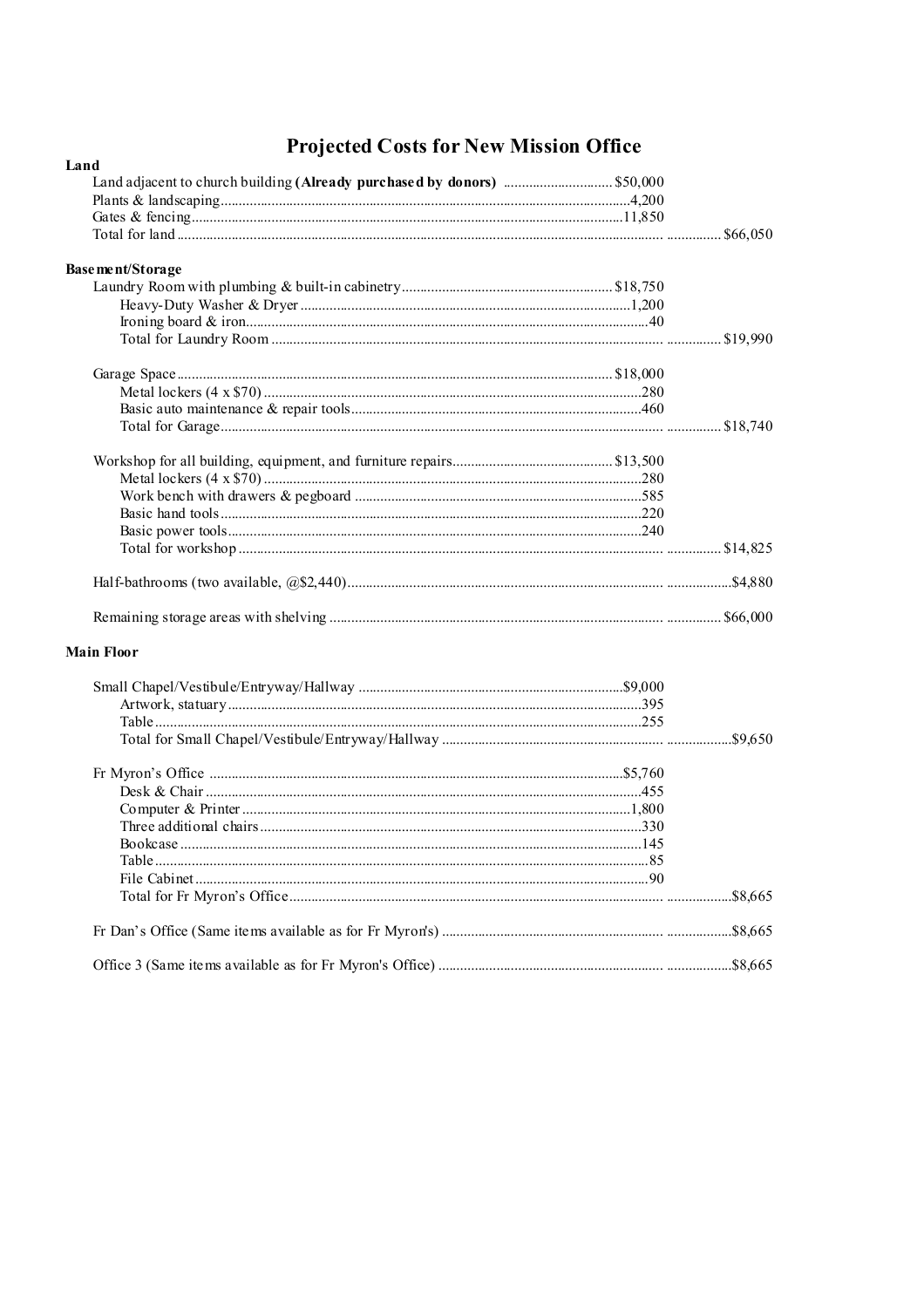# Projected Costs for New Mission Office

**Land**

| Item | Cost | Total |
|---|---|---|
| Land adjacent to church building **(Already purchased by donors)** | $50,000 | |
| Plants & landscaping | 4,200 | |
| Gates & fencing | 11,850 | |
| Total for land | | $66,050 |

**Basement/Storage**

| Item | Cost | Total |
|---|---|---|
| Laundry Room with plumbing & built-in cabinetry | $18,750 | |
| Heavy-Duty Washer & Dryer | 1,200 | |
| Ironing board & iron | 40 | |
| Total for Laundry Room | | $19,990 |
| | | |
| Garage Space | $18,000 | |
| Metal lockers (4 x $70) | 280 | |
| Basic auto maintenance & repair tools | 460 | |
| Total for Garage | | $18,740 |
| | | |
| Workshop for all building, equipment, and furniture repairs | $13,500 | |
| Metal lockers (4 x $70) | 280 | |
| Work bench with drawers & pegboard | 585 | |
| Basic hand tools | 220 | |
| Basic power tools | 240 | |
| Total for workshop | | $14,825 |
| | | |
| Half-bathrooms (two available, @$2,440) | | $4,880 |
| | | |
| Remaining storage areas with shelving | | $66,000 |

**Main Floor**

| Item | Cost | Total |
|---|---|---|
| Small Chapel/Vestibule/Entryway/Hallway | $9,000 | |
| Artwork, statuary | 395 | |
| Table | 255 | |
| Total for Small Chapel/Vestibule/Entryway/Hallway | | $9,650 |
| | | |
| Fr Myron's Office | $5,760 | |
| Desk & Chair | 455 | |
| Computer & Printer | 1,800 | |
| Three additional chairs | 330 | |
| Bookcase | 145 | |
| Table | 85 | |
| File Cabinet | 90 | |
| Total for Fr Myron's Office | | $8,665 |
| | | |
| Fr Dan's Office (Same items available as for Fr Myron's) | | $8,665 |
| | | |
| Office 3 (Same items available as for Fr Myron's Office) | | $8,665 |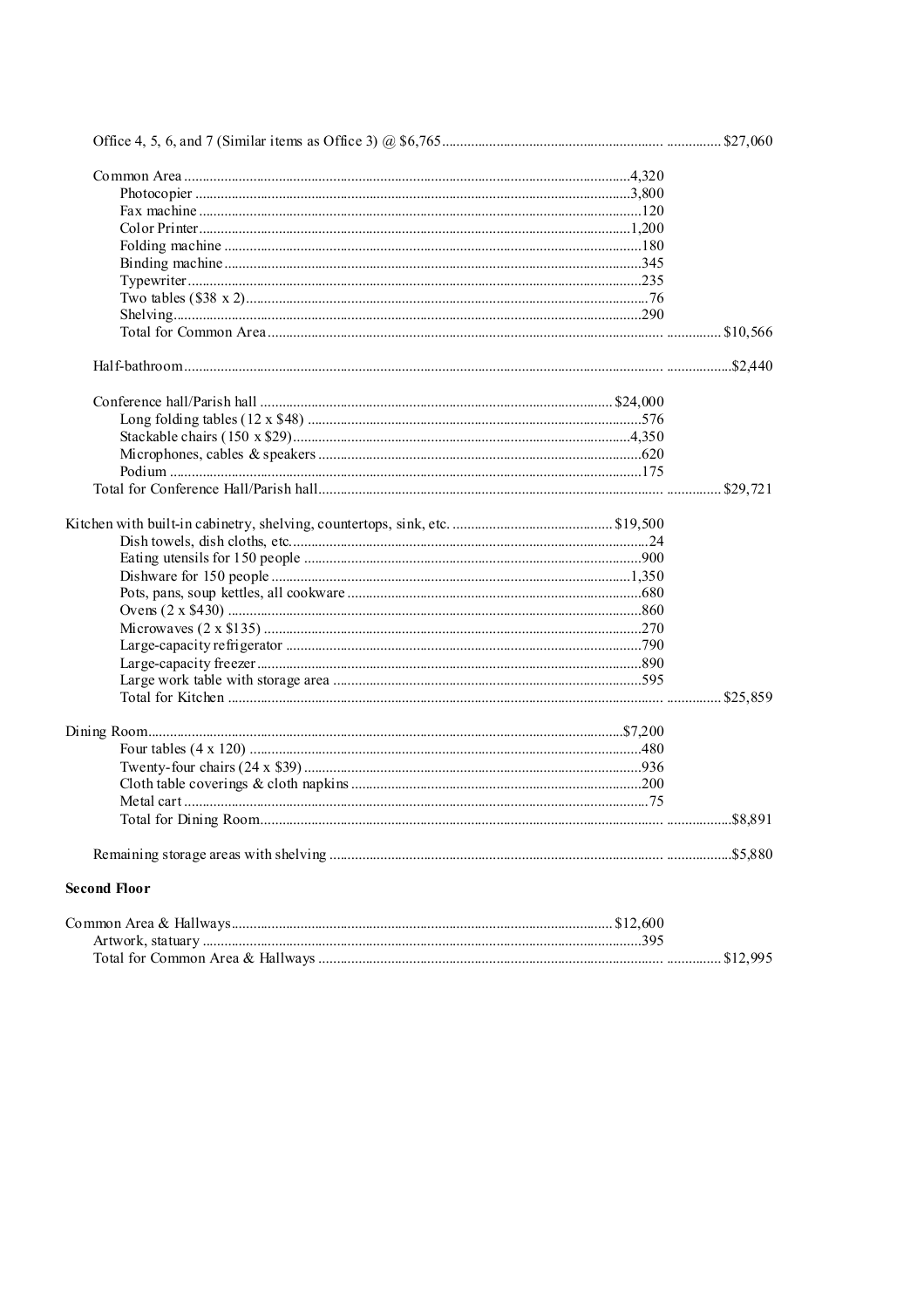Office 4, 5, 6, and 7 (Similar items as Office 3) @ $6,765 .......................... $27,060

Common Area .......................... 4,320
- Photocopier .......................... 3,800
- Fax machine .......................... 120
- Color Printer .......................... 1,200
- Folding machine .......................... 180
- Binding machine .......................... 345
- Typewriter .......................... 235
- Two tables ($38 x 2) .......................... 76
- Shelving .......................... 290
- Total for Common Area .......................... $10,566

Half-bathroom .......................... $2,440

Conference hall/Parish hall .......................... $24,000
- Long folding tables (12 x $48) .......................... 576
- Stackable chairs (150 x $29) .......................... 4,350
- Microphones, cables & speakers .......................... 620
- Podium .......................... 175

Total for Conference Hall/Parish hall .......................... $29,721

Kitchen with built-in cabinetry, shelving, countertops, sink, etc. .......................... $19,500
- Dish towels, dish cloths, etc. .......................... 24
- Eating utensils for 150 people .......................... 900
- Dishware for 150 people .......................... 1,350
- Pots, pans, soup kettles, all cookware .......................... 680
- Ovens (2 x $430) .......................... 860
- Microwaves (2 x $135) .......................... 270
- Large-capacity refrigerator .......................... 790
- Large-capacity freezer .......................... 890
- Large work table with storage area .......................... 595
- Total for Kitchen .......................... $25,859

Dining Room .......................... $7,200
- Four tables (4 x 120) .......................... 480
- Twenty-four chairs (24 x $39) .......................... 936
- Cloth table coverings & cloth napkins .......................... 200
- Metal cart .......................... 75
- Total for Dining Room .......................... $8,891

Remaining storage areas with shelving .......................... $5,880

**Second Floor**

Common Area & Hallways .......................... $12,600
- Artwork, statuary .......................... 395
- Total for Common Area & Hallways .......................... $12,995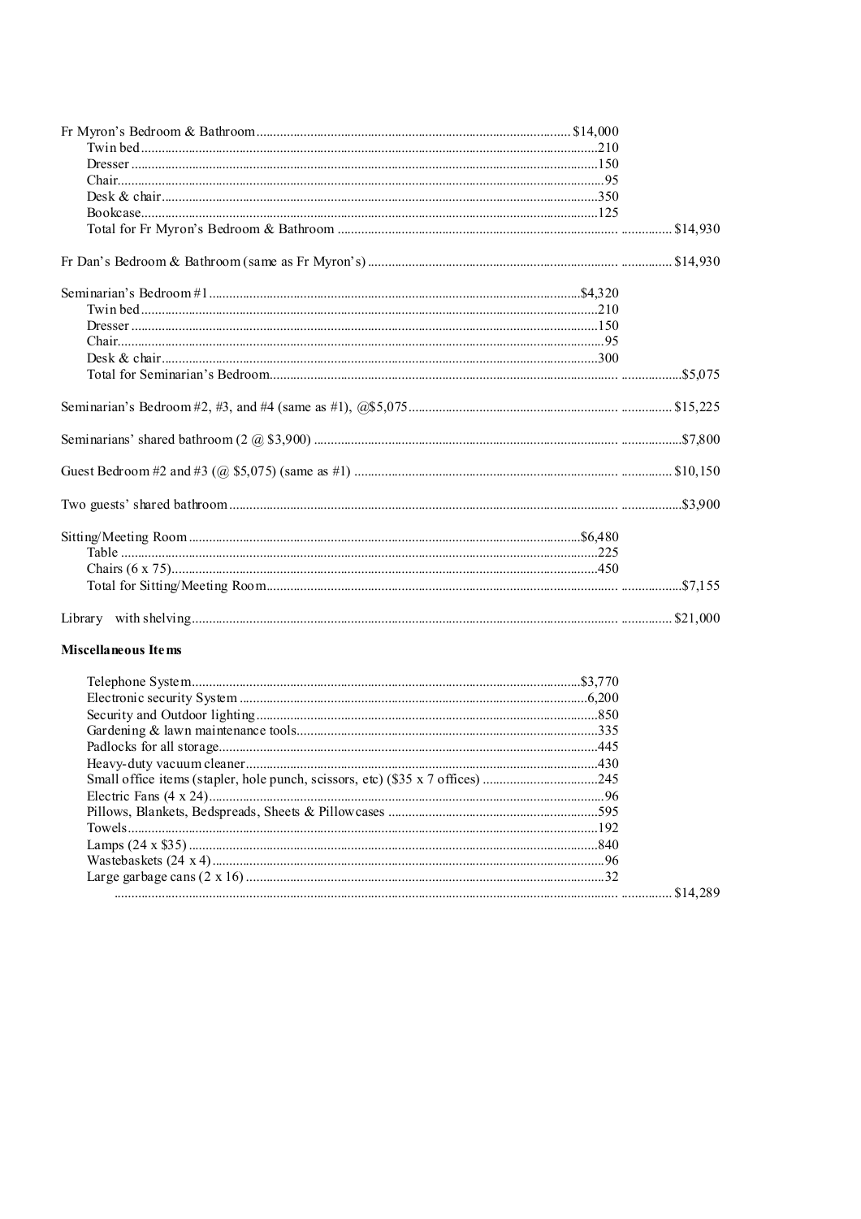| Item | Amount | Total |
|---|---|---|
| Fr Myron's Bedroom & Bathroom | $14,000 | |
| Twin bed | 210 | |
| Dresser | 150 | |
| Chair | 95 | |
| Desk & chair | 350 | |
| Bookcase | 125 | |
| Total for Fr Myron's Bedroom & Bathroom | | $14,930 |
| Fr Dan's Bedroom & Bathroom (same as Fr Myron's) | | $14,930 |
| Seminarian's Bedroom #1 | $4,320 | |
| Twin bed | 210 | |
| Dresser | 150 | |
| Chair | 95 | |
| Desk & chair | 300 | |
| Total for Seminarian's Bedroom | | $5,075 |
| Seminarian's Bedroom #2, #3, and #4 (same as #1), @$5,075 | | $15,225 |
| Seminarians' shared bathroom (2 @ $3,900) | | $7,800 |
| Guest Bedroom #2 and #3 (@ $5,075) (same as #1) | | $10,150 |
| Two guests' shared bathroom | | $3,900 |
| Sitting/Meeting Room | $6,480 | |
| Table | 225 | |
| Chairs (6 x 75) | 450 | |
| Total for Sitting/Meeting Room | | $7,155 |
| Library with shelving | | $21,000 |

**Miscellaneous Items**

| Item | Amount | Total |
|---|---|---|
| Telephone System | $3,770 | |
| Electronic security System | 6,200 | |
| Security and Outdoor lighting | 850 | |
| Gardening & lawn maintenance tools | 335 | |
| Padlocks for all storage | 445 | |
| Heavy-duty vacuum cleaner | 430 | |
| Small office items (stapler, hole punch, scissors, etc) ($35 x 7 offices) | 245 | |
| Electric Fans (4 x 24) | 96 | |
| Pillows, Blankets, Bedspreads, Sheets & Pillowcases | 595 | |
| Towels | 192 | |
| Lamps (24 x $35) | 840 | |
| Wastebaskets (24 x 4) | 96 | |
| Large garbage cans (2 x 16) | 32 | |
| | | $14,289 |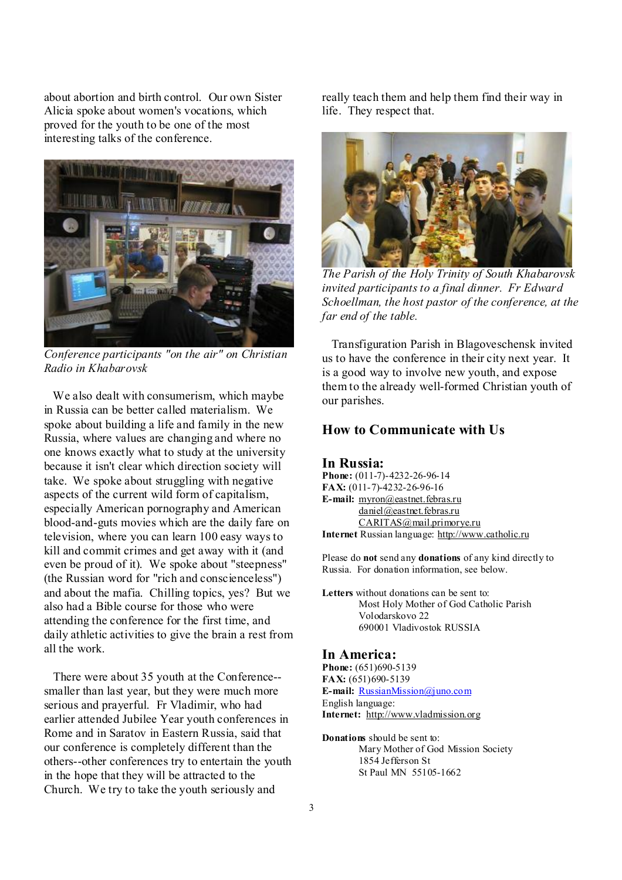about abortion and birth control. Our own Sister Alicia spoke about women's vocations, which proved for the youth to be one of the most interesting talks of the conference.

*Conference participants "on the air" on Christian Radio in Khabarovsk*

We also dealt with consumerism, which maybe in Russia can be better called materialism. We spoke about building a life and family in the new Russia, where values are changing and where no one knows exactly what to study at the university because it isn't clear which direction society will take. We spoke about struggling with negative aspects of the current wild form of capitalism, especially American pornography and American blood-and-guts movies which are the daily fare on television, where you can learn 100 easy ways to kill and commit crimes and get away with it (and even be proud of it). We spoke about "steepness" (the Russian word for "rich and conscienceless") and about the mafia. Chilling topics, yes? But we also had a Bible course for those who were attending the conference for the first time, and daily athletic activities to give the brain a rest from all the work.

There were about 35 youth at the Conference--smaller than last year, but they were much more serious and prayerful. Fr Vladimir, who had earlier attended Jubilee Year youth conferences in Rome and in Saratov in Eastern Russia, said that our conference is completely different than the others--other conferences try to entertain the youth in the hope that they will be attracted to the Church. We try to take the youth seriously and really teach them and help them find their way in life. They respect that.

*The Parish of the Holy Trinity of South Khabarovsk invited participants to a final dinner. Fr Edward Schoellman, the host pastor of the conference, at the far end of the table.*

Transfiguration Parish in Blagoveschensk invited us to have the conference in their city next year. It is a good way to involve new youth, and expose them to the already well-formed Christian youth of our parishes.

## How to Communicate with Us

### In Russia:

**Phone:** (011-7)-4232-26-96-14
**FAX:** (011-7)-4232-26-96-16
**E-mail:** myron@eastnet.febras.ru
daniel@eastnet.febras.ru
CARITAS@mail.primorye.ru
**Internet** Russian language: http://www.catholic.ru

Please do **not** send any **donations** of any kind directly to Russia. For donation information, see below.

**Letters** without donations can be sent to:
Most Holy Mother of God Catholic Parish
Volodarskovo 22
690001 Vladivostok RUSSIA

### In America:

**Phone:** (651)690-5139
**FAX:** (651)690-5139
**E-mail:** RussianMission@juno.com
English language:
**Internet:** http://www.vladmission.org

**Donations** should be sent to:
Mary Mother of God Mission Society
1854 Jefferson St
St Paul MN 55105-1662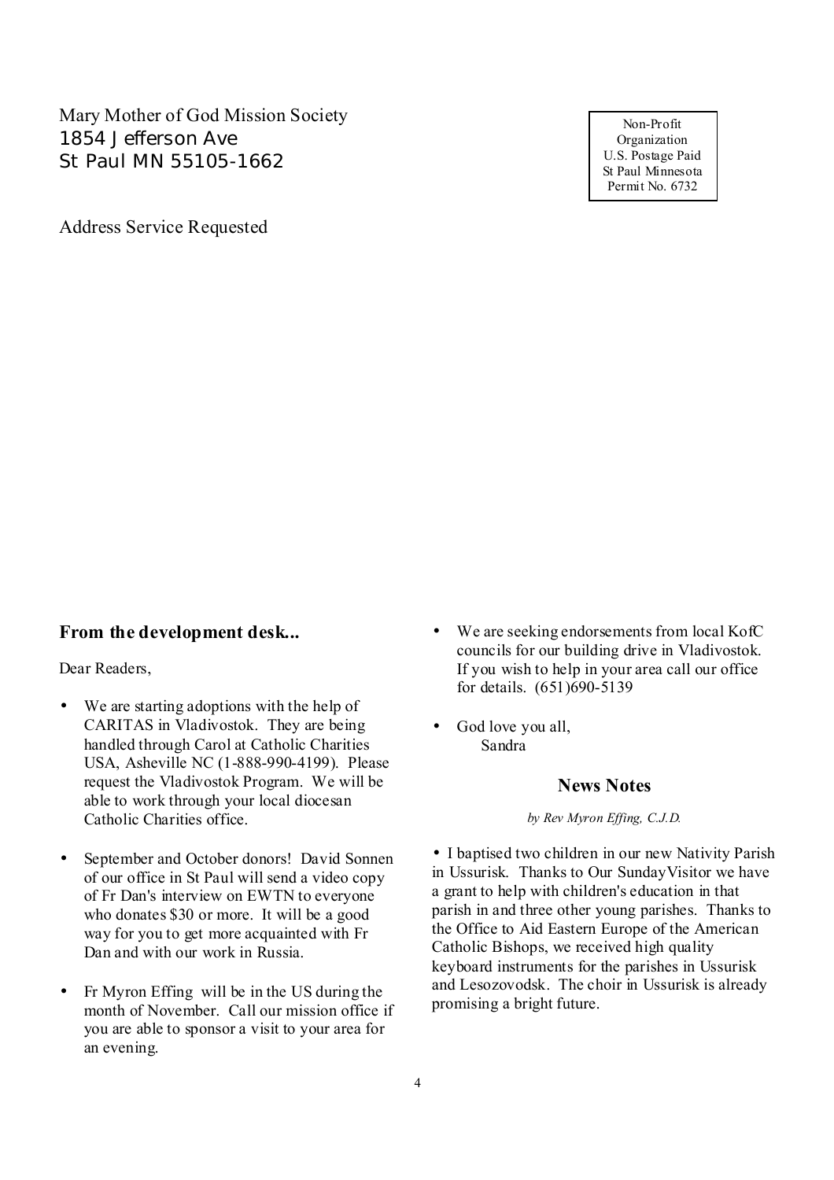Mary Mother of God Mission Society
1854 Jefferson Ave
St Paul MN 55105-1662

Non-Profit
Organization
U.S. Postage Paid
St Paul Minnesota
Permit No. 6732

Address Service Requested

### From the development desk...

Dear Readers,

- We are starting adoptions with the help of CARITAS in Vladivostok. They are being handled through Carol at Catholic Charities USA, Asheville NC (1-888-990-4199). Please request the Vladivostok Program. We will be able to work through your local diocesan Catholic Charities office.

- September and October donors! David Sonnen of our office in St Paul will send a video copy of Fr Dan's interview on EWTN to everyone who donates $30 or more. It will be a good way for you to get more acquainted with Fr Dan and with our work in Russia.

- Fr Myron Effing will be in the US during the month of November. Call our mission office if you are able to sponsor a visit to your area for an evening.

- We are seeking endorsements from local KofC councils for our building drive in Vladivostok. If you wish to help in your area call our office for details. (651)690-5139

- God love you all,
  Sandra

### News Notes

*by Rev Myron Effing, C.J.D.*

• I baptised two children in our new Nativity Parish in Ussurisk. Thanks to Our SundayVisitor we have a grant to help with children's education in that parish in and three other young parishes. Thanks to the Office to Aid Eastern Europe of the American Catholic Bishops, we received high quality keyboard instruments for the parishes in Ussurisk and Lesozovodsk. The choir in Ussurisk is already promising a bright future.